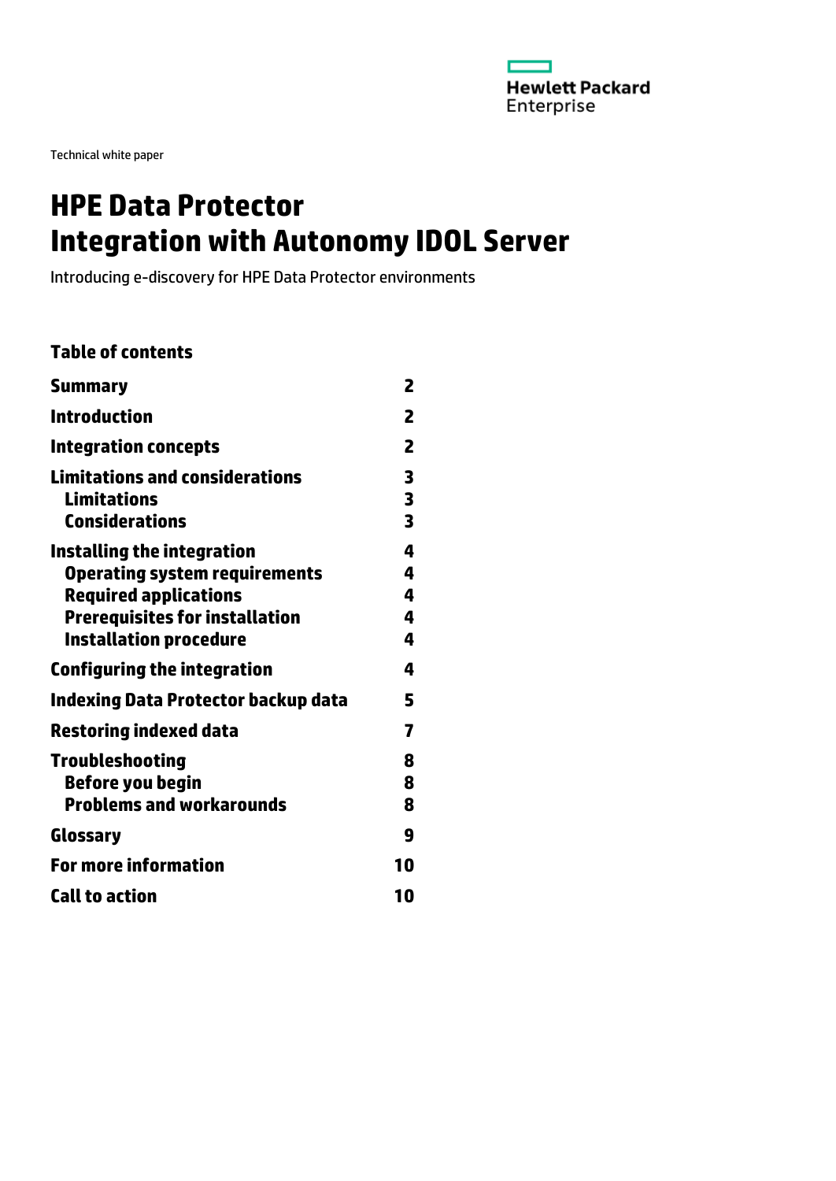Hewlett Packard Enterprise

Technical white paper

# HPE Data Protector Integration with Autonomy IDOL Server

Introducing e-discovery for HPE Data Protector environments

## Table of contents

| | |
|---|---|
| **Summary** | **2** |
| **Introduction** | **2** |
| **Integration concepts** | **2** |
| **Limitations and considerations** | **3** |
| **Limitations** | **3** |
| **Considerations** | **3** |
| **Installing the integration** | **4** |
| **Operating system requirements** | **4** |
| **Required applications** | **4** |
| **Prerequisites for installation** | **4** |
| **Installation procedure** | **4** |
| **Configuring the integration** | **4** |
| **Indexing Data Protector backup data** | **5** |
| **Restoring indexed data** | **7** |
| **Troubleshooting** | **8** |
| **Before you begin** | **8** |
| **Problems and workarounds** | **8** |
| **Glossary** | **9** |
| **For more information** | **10** |
| **Call to action** | **10** |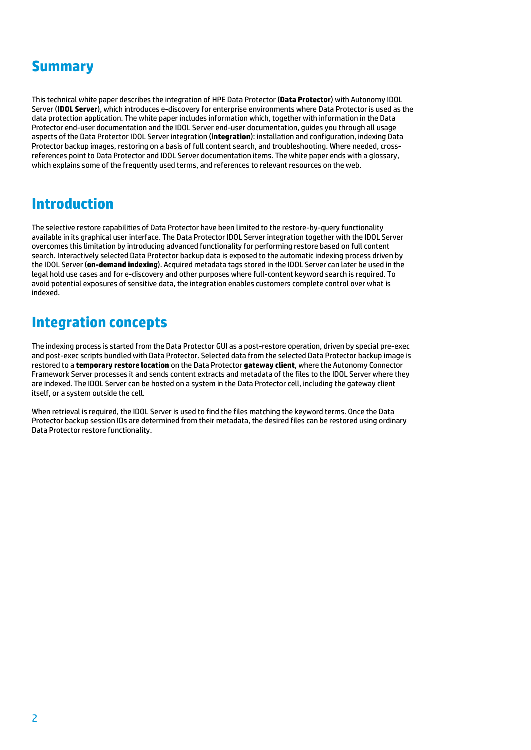## Summary

This technical white paper describes the integration of HPE Data Protector (**Data Protector**) with Autonomy IDOL Server (**IDOL Server**), which introduces e-discovery for enterprise environments where Data Protector is used as the data protection application. The white paper includes information which, together with information in the Data Protector end-user documentation and the IDOL Server end-user documentation, guides you through all usage aspects of the Data Protector IDOL Server integration (**integration**): installation and configuration, indexing Data Protector backup images, restoring on a basis of full content search, and troubleshooting. Where needed, cross-references point to Data Protector and IDOL Server documentation items. The white paper ends with a glossary, which explains some of the frequently used terms, and references to relevant resources on the web.

## Introduction

The selective restore capabilities of Data Protector have been limited to the restore-by-query functionality available in its graphical user interface. The Data Protector IDOL Server integration together with the IDOL Server overcomes this limitation by introducing advanced functionality for performing restore based on full content search. Interactively selected Data Protector backup data is exposed to the automatic indexing process driven by the IDOL Server (**on-demand indexing**). Acquired metadata tags stored in the IDOL Server can later be used in the legal hold use cases and for e-discovery and other purposes where full-content keyword search is required. To avoid potential exposures of sensitive data, the integration enables customers complete control over what is indexed.

## Integration concepts

The indexing process is started from the Data Protector GUI as a post-restore operation, driven by special pre-exec and post-exec scripts bundled with Data Protector. Selected data from the selected Data Protector backup image is restored to a **temporary restore location** on the Data Protector **gateway client**, where the Autonomy Connector Framework Server processes it and sends content extracts and metadata of the files to the IDOL Server where they are indexed. The IDOL Server can be hosted on a system in the Data Protector cell, including the gateway client itself, or a system outside the cell.

When retrieval is required, the IDOL Server is used to find the files matching the keyword terms. Once the Data Protector backup session IDs are determined from their metadata, the desired files can be restored using ordinary Data Protector restore functionality.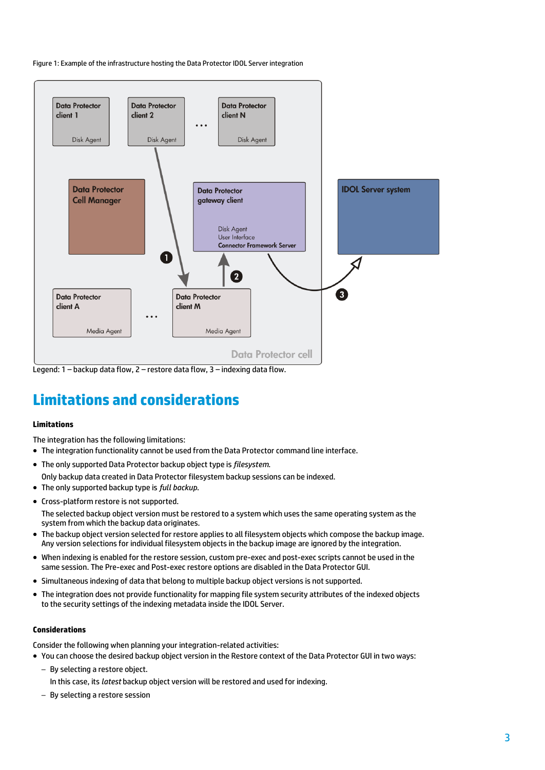Figure 1: Example of the infrastructure hosting the Data Protector IDOL Server integration

Legend: 1 – backup data flow, 2 – restore data flow, 3 – indexing data flow.

## Limitations and considerations

#### Limitations

The integration has the following limitations:

- The integration functionality cannot be used from the Data Protector command line interface.
- The only supported Data Protector backup object type is *filesystem*.
  Only backup data created in Data Protector filesystem backup sessions can be indexed.
- The only supported backup type is *full backup*.
- Cross-platform restore is not supported.
  The selected backup object version must be restored to a system which uses the same operating system as the system from which the backup data originates.
- The backup object version selected for restore applies to all filesystem objects which compose the backup image. Any version selections for individual filesystem objects in the backup image are ignored by the integration.
- When indexing is enabled for the restore session, custom pre-exec and post-exec scripts cannot be used in the same session. The Pre-exec and Post-exec restore options are disabled in the Data Protector GUI.
- Simultaneous indexing of data that belong to multiple backup object versions is not supported.
- The integration does not provide functionality for mapping file system security attributes of the indexed objects to the security settings of the indexing metadata inside the IDOL Server.

#### Considerations

Consider the following when planning your integration-related activities:

- You can choose the desired backup object version in the Restore context of the Data Protector GUI in two ways:
  - By selecting a restore object.
    In this case, its *latest* backup object version will be restored and used for indexing.
  - By selecting a restore session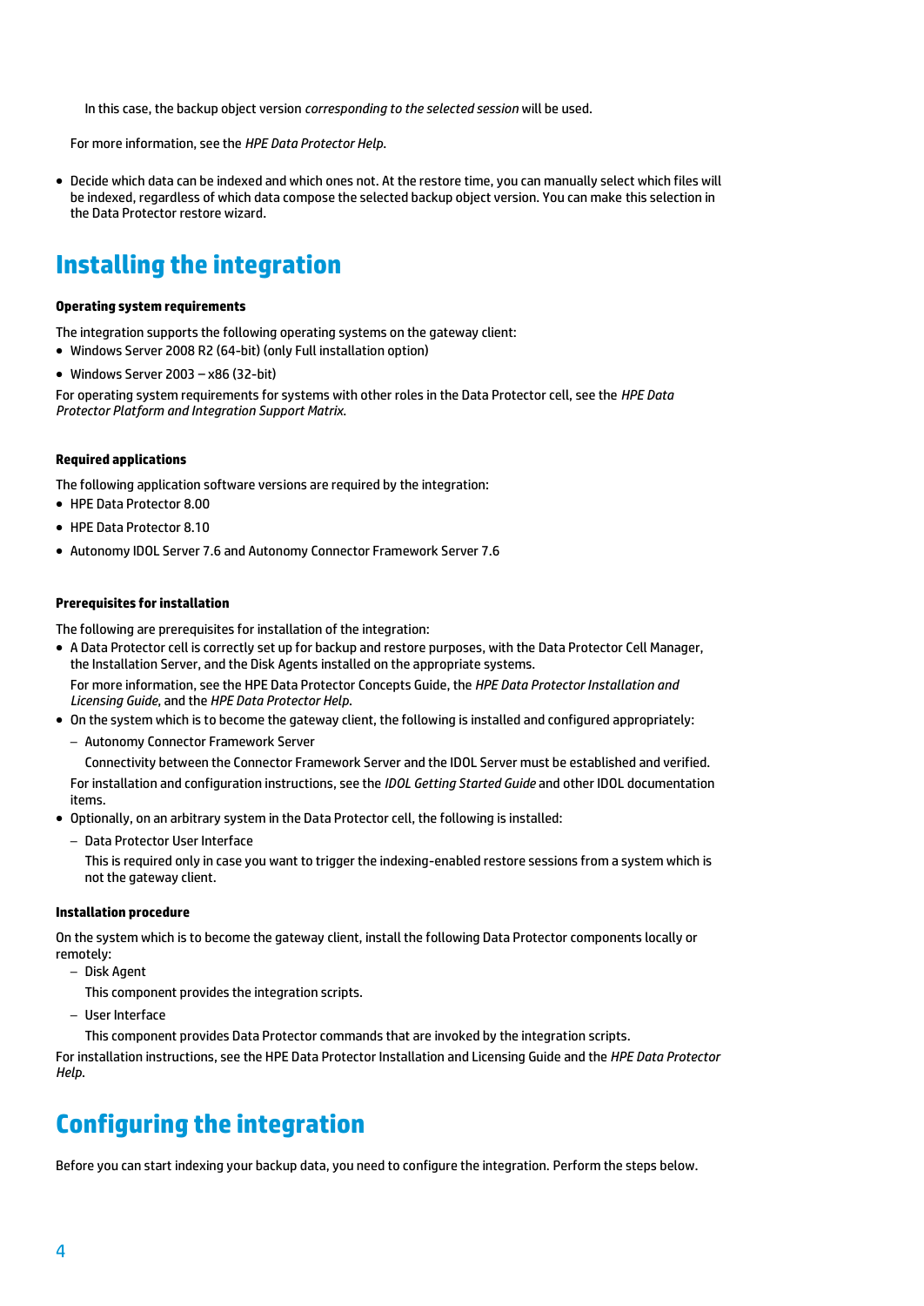In this case, the backup object version *corresponding to the selected session* will be used.

For more information, see the *HPE Data Protector Help*.

- Decide which data can be indexed and which ones not. At the restore time, you can manually select which files will be indexed, regardless of which data compose the selected backup object version. You can make this selection in the Data Protector restore wizard.

# Installing the integration

**Operating system requirements**

The integration supports the following operating systems on the gateway client:

- Windows Server 2008 R2 (64-bit) (only Full installation option)
- Windows Server 2003 – x86 (32-bit)

For operating system requirements for systems with other roles in the Data Protector cell, see the *HPE Data Protector Platform and Integration Support Matrix*.

**Required applications**

The following application software versions are required by the integration:

- HPE Data Protector 8.00
- HPE Data Protector 8.10
- Autonomy IDOL Server 7.6 and Autonomy Connector Framework Server 7.6

**Prerequisites for installation**

The following are prerequisites for installation of the integration:

- A Data Protector cell is correctly set up for backup and restore purposes, with the Data Protector Cell Manager, the Installation Server, and the Disk Agents installed on the appropriate systems.

  For more information, see the HPE Data Protector Concepts Guide, the *HPE Data Protector Installation and Licensing Guide*, and the *HPE Data Protector Help*.
- On the system which is to become the gateway client, the following is installed and configured appropriately:
  - Autonomy Connector Framework Server

    Connectivity between the Connector Framework Server and the IDOL Server must be established and verified.

  For installation and configuration instructions, see the *IDOL Getting Started Guide* and other IDOL documentation items.
- Optionally, on an arbitrary system in the Data Protector cell, the following is installed:
  - Data Protector User Interface

    This is required only in case you want to trigger the indexing-enabled restore sessions from a system which is not the gateway client.

**Installation procedure**

On the system which is to become the gateway client, install the following Data Protector components locally or remotely:

- Disk Agent

  This component provides the integration scripts.
- User Interface

  This component provides Data Protector commands that are invoked by the integration scripts.

For installation instructions, see the HPE Data Protector Installation and Licensing Guide and the *HPE Data Protector Help*.

# Configuring the integration

Before you can start indexing your backup data, you need to configure the integration. Perform the steps below.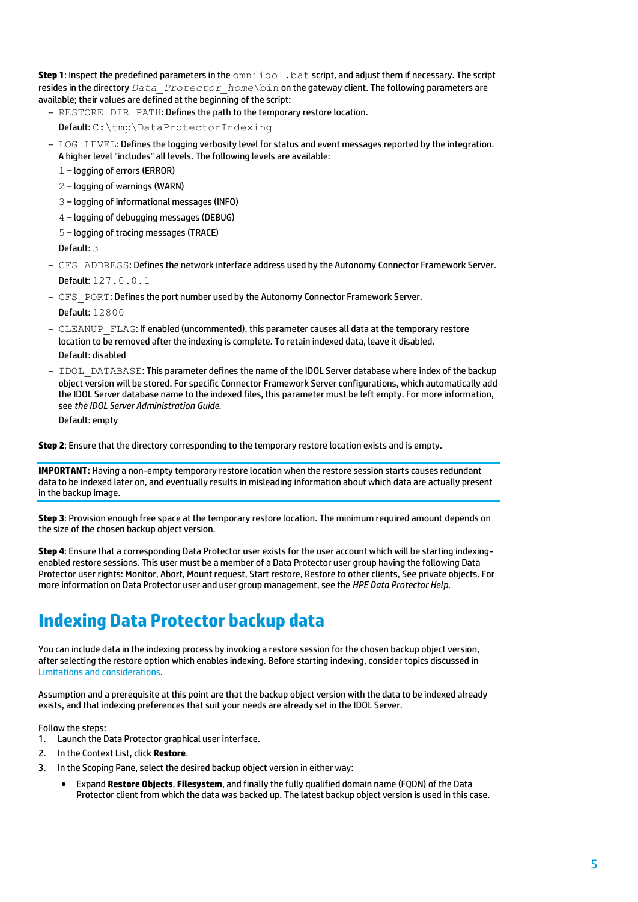**Step 1**: Inspect the predefined parameters in the `omniidol.bat` script, and adjust them if necessary. The script resides in the directory *`Data_Protector_home`*`\bin` on the gateway client. The following parameters are available; their values are defined at the beginning of the script:

- `RESTORE_DIR_PATH`: Defines the path to the temporary restore location.

  Default: `C:\tmp\DataProtectorIndexing`

- `LOG_LEVEL`: Defines the logging verbosity level for status and event messages reported by the integration. A higher level "includes" all levels. The following levels are available:

  `1` – logging of errors (ERROR)

  `2` – logging of warnings (WARN)

  `3` – logging of informational messages (INFO)

  `4` – logging of debugging messages (DEBUG)

  `5` – logging of tracing messages (TRACE)

  Default: `3`

- `CFS_ADDRESS`: Defines the network interface address used by the Autonomy Connector Framework Server.

  Default: `127.0.0.1`

- `CFS_PORT`: Defines the port number used by the Autonomy Connector Framework Server.

  Default: `12800`

- `CLEANUP_FLAG`: If enabled (uncommented), this parameter causes all data at the temporary restore location to be removed after the indexing is complete. To retain indexed data, leave it disabled.

  Default: disabled

- `IDOL_DATABASE`: This parameter defines the name of the IDOL Server database where index of the backup object version will be stored. For specific Connector Framework Server configurations, which automatically add the IDOL Server database name to the indexed files, this parameter must be left empty. For more information, see *the IDOL Server Administration Guide*.

  Default: empty

**Step 2**: Ensure that the directory corresponding to the temporary restore location exists and is empty.

**IMPORTANT:** Having a non-empty temporary restore location when the restore session starts causes redundant data to be indexed later on, and eventually results in misleading information about which data are actually present in the backup image.

**Step 3**: Provision enough free space at the temporary restore location. The minimum required amount depends on the size of the chosen backup object version.

**Step 4**: Ensure that a corresponding Data Protector user exists for the user account which will be starting indexing-enabled restore sessions. This user must be a member of a Data Protector user group having the following Data Protector user rights: Monitor, Abort, Mount request, Start restore, Restore to other clients, See private objects. For more information on Data Protector user and user group management, see the *HPE Data Protector Help*.

# Indexing Data Protector backup data

You can include data in the indexing process by invoking a restore session for the chosen backup object version, after selecting the restore option which enables indexing. Before starting indexing, consider topics discussed in Limitations and considerations.

Assumption and a prerequisite at this point are that the backup object version with the data to be indexed already exists, and that indexing preferences that suit your needs are already set in the IDOL Server.

Follow the steps:

1. Launch the Data Protector graphical user interface.
2. In the Context List, click **Restore**.
3. In the Scoping Pane, select the desired backup object version in either way:
   - Expand **Restore Objects**, **Filesystem**, and finally the fully qualified domain name (FQDN) of the Data Protector client from which the data was backed up. The latest backup object version is used in this case.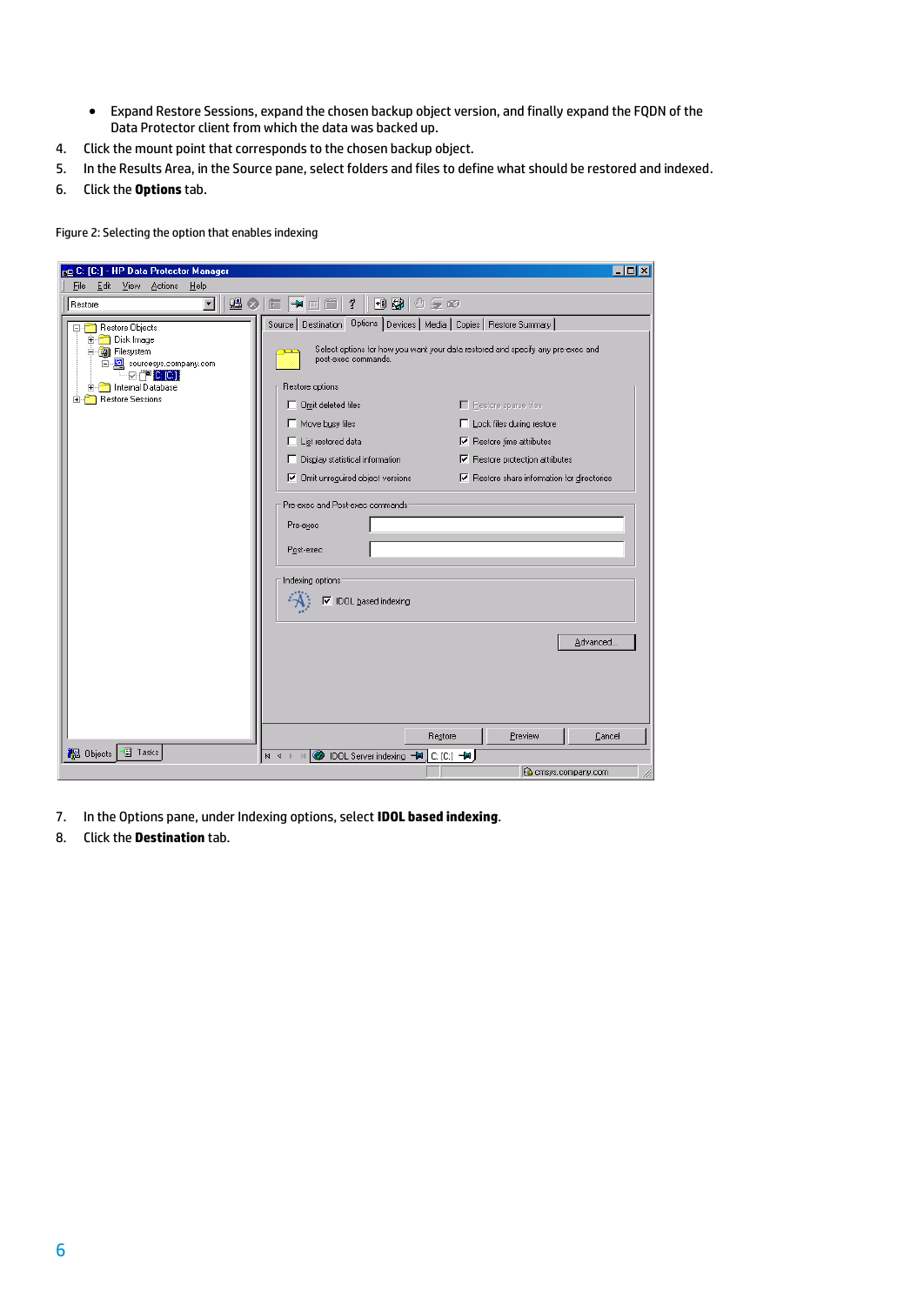- Expand Restore Sessions, expand the chosen backup object version, and finally expand the FQDN of the Data Protector client from which the data was backed up.

4. Click the mount point that corresponds to the chosen backup object.
5. In the Results Area, in the Source pane, select folders and files to define what should be restored and indexed.
6. Click the **Options** tab.

Figure 2: Selecting the option that enables indexing

7. In the Options pane, under Indexing options, select **IDOL based indexing**.
8. Click the **Destination** tab.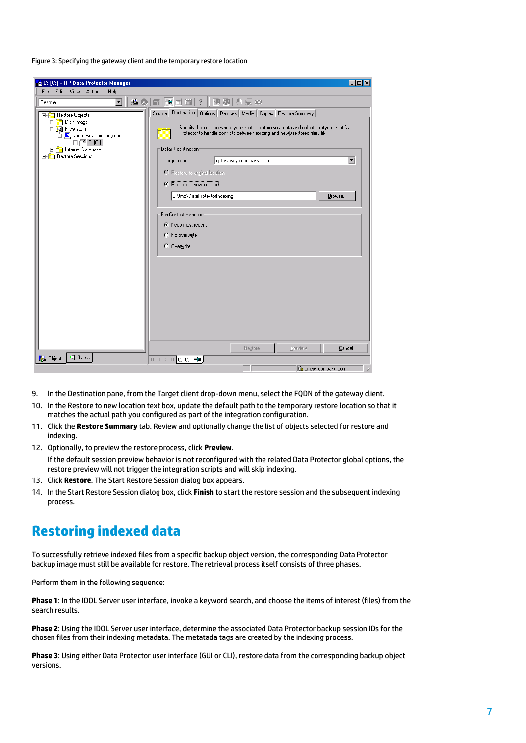Figure 3: Specifying the gateway client and the temporary restore location

9. In the Destination pane, from the Target client drop-down menu, select the FQDN of the gateway client.
10. In the Restore to new location text box, update the default path to the temporary restore location so that it matches the actual path you configured as part of the integration configuration.
11. Click the **Restore Summary** tab. Review and optionally change the list of objects selected for restore and indexing.
12. Optionally, to preview the restore process, click **Preview**.

    If the default session preview behavior is not reconfigured with the related Data Protector global options, the restore preview will not trigger the integration scripts and will skip indexing.
13. Click **Restore**. The Start Restore Session dialog box appears.
14. In the Start Restore Session dialog box, click **Finish** to start the restore session and the subsequent indexing process.

# Restoring indexed data

To successfully retrieve indexed files from a specific backup object version, the corresponding Data Protector backup image must still be available for restore. The retrieval process itself consists of three phases.

Perform them in the following sequence:

**Phase 1**: In the IDOL Server user interface, invoke a keyword search, and choose the items of interest (files) from the search results.

**Phase 2**: Using the IDOL Server user interface, determine the associated Data Protector backup session IDs for the chosen files from their indexing metadata. The metatada tags are created by the indexing process.

**Phase 3**: Using either Data Protector user interface (GUI or CLI), restore data from the corresponding backup object versions.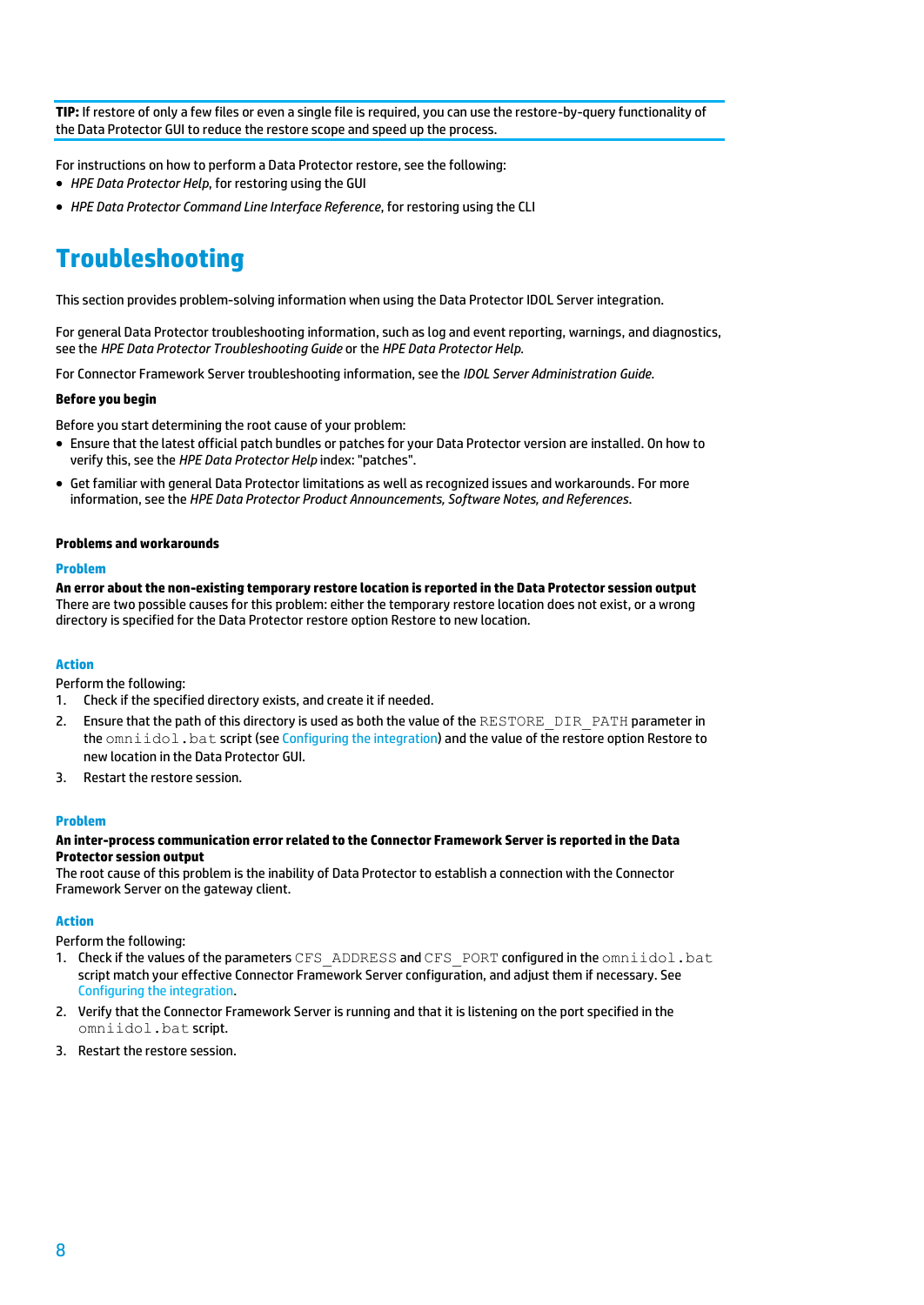**TIP:** If restore of only a few files or even a single file is required, you can use the restore-by-query functionality of the Data Protector GUI to reduce the restore scope and speed up the process.

For instructions on how to perform a Data Protector restore, see the following:

- *HPE Data Protector Help*, for restoring using the GUI
- *HPE Data Protector Command Line Interface Reference*, for restoring using the CLI

# Troubleshooting

This section provides problem-solving information when using the Data Protector IDOL Server integration.

For general Data Protector troubleshooting information, such as log and event reporting, warnings, and diagnostics, see the *HPE Data Protector Troubleshooting Guide* or the *HPE Data Protector Help*.

For Connector Framework Server troubleshooting information, see the *IDOL Server Administration Guide*.

**Before you begin**

Before you start determining the root cause of your problem:

- Ensure that the latest official patch bundles or patches for your Data Protector version are installed. On how to verify this, see the *HPE Data Protector Help* index: "patches".
- Get familiar with general Data Protector limitations as well as recognized issues and workarounds. For more information, see the *HPE Data Protector Product Announcements, Software Notes, and References*.

**Problems and workarounds**

### Problem

**An error about the non-existing temporary restore location is reported in the Data Protector session output**
There are two possible causes for this problem: either the temporary restore location does not exist, or a wrong directory is specified for the Data Protector restore option Restore to new location.

### Action

Perform the following:

1. Check if the specified directory exists, and create it if needed.
2. Ensure that the path of this directory is used as both the value of the `RESTORE_DIR_PATH` parameter in the `omniidol.bat` script (see Configuring the integration) and the value of the restore option Restore to new location in the Data Protector GUI.
3. Restart the restore session.

### Problem

**An inter-process communication error related to the Connector Framework Server is reported in the Data Protector session output**
The root cause of this problem is the inability of Data Protector to establish a connection with the Connector Framework Server on the gateway client.

### Action

Perform the following:

1. Check if the values of the parameters `CFS_ADDRESS` and `CFS_PORT` configured in the `omniidol.bat` script match your effective Connector Framework Server configuration, and adjust them if necessary. See Configuring the integration.
2. Verify that the Connector Framework Server is running and that it is listening on the port specified in the `omniidol.bat` script.
3. Restart the restore session.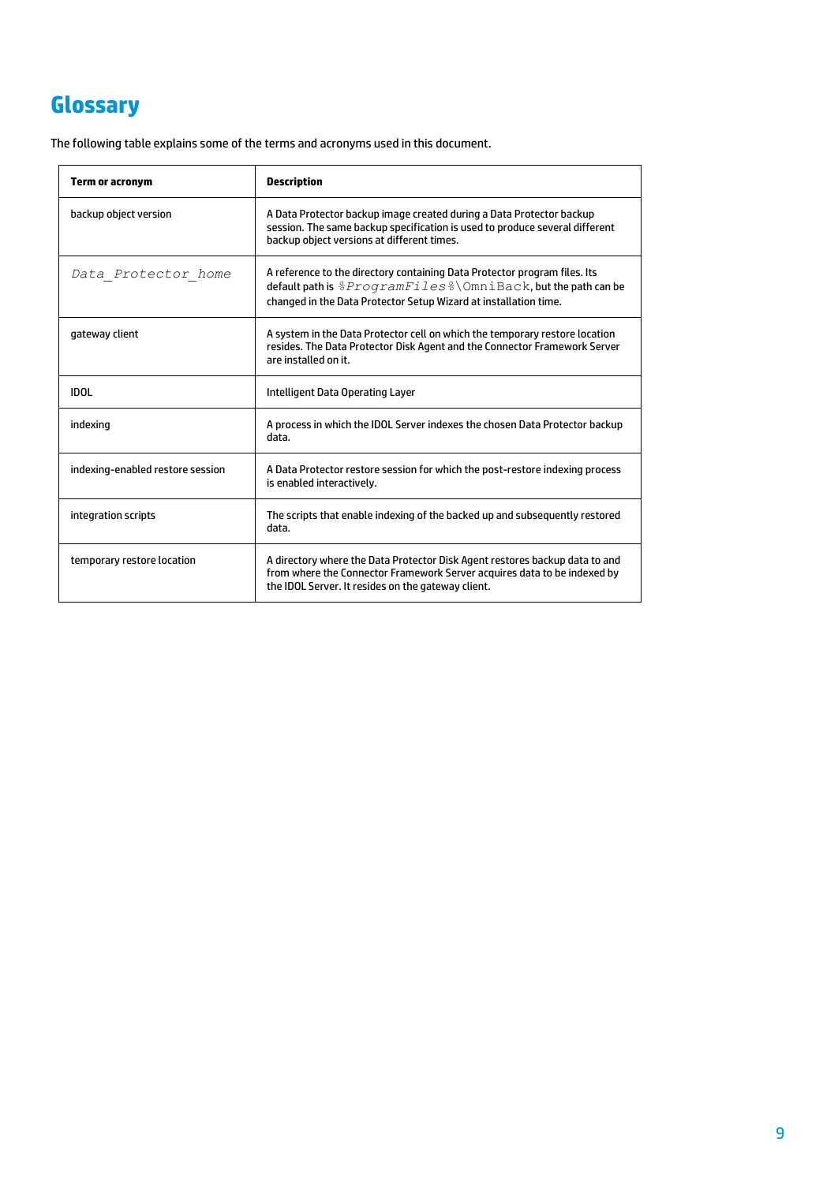# Glossary

The following table explains some of the terms and acronyms used in this document.

| Term or acronym | Description |
| --- | --- |
| backup object version | A Data Protector backup image created during a Data Protector backup session. The same backup specification is used to produce several different backup object versions at different times. |
| *Data_Protector_home* | A reference to the directory containing Data Protector program files. Its default path is `%ProgramFiles%\OmniBack`, but the path can be changed in the Data Protector Setup Wizard at installation time. |
| gateway client | A system in the Data Protector cell on which the temporary restore location resides. The Data Protector Disk Agent and the Connector Framework Server are installed on it. |
| IDOL | Intelligent Data Operating Layer |
| indexing | A process in which the IDOL Server indexes the chosen Data Protector backup data. |
| indexing-enabled restore session | A Data Protector restore session for which the post-restore indexing process is enabled interactively. |
| integration scripts | The scripts that enable indexing of the backed up and subsequently restored data. |
| temporary restore location | A directory where the Data Protector Disk Agent restores backup data to and from where the Connector Framework Server acquires data to be indexed by the IDOL Server. It resides on the gateway client. |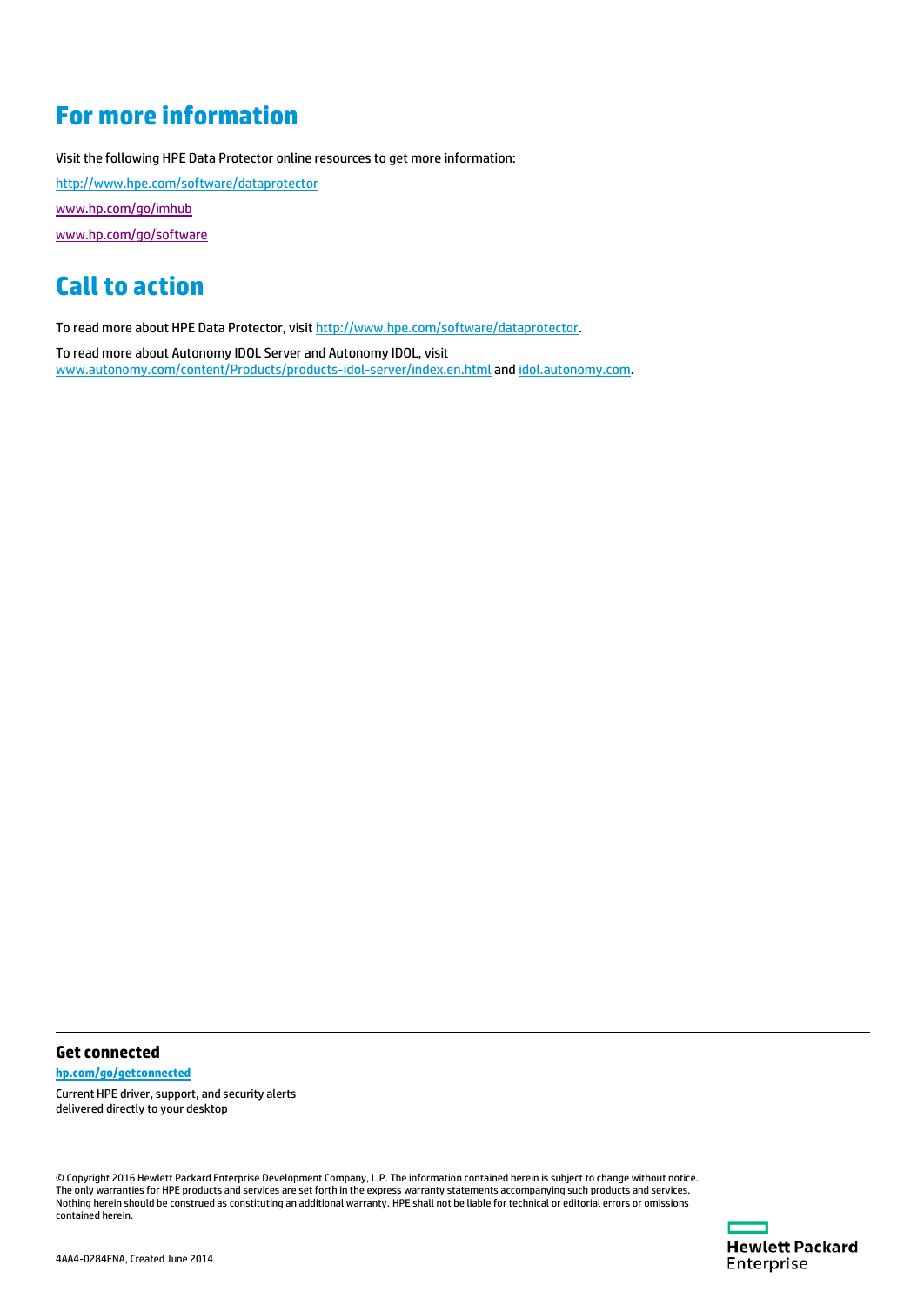## For more information

Visit the following HPE Data Protector online resources to get more information:

http://www.hpe.com/software/dataprotector

www.hp.com/go/imhub

www.hp.com/go/software

## Call to action

To read more about HPE Data Protector, visit http://www.hpe.com/software/dataprotector.

To read more about Autonomy IDOL Server and Autonomy IDOL, visit www.autonomy.com/content/Products/products-idol-server/index.en.html and idol.autonomy.com.

**Get connected**

**hp.com/go/getconnected**

Current HPE driver, support, and security alerts delivered directly to your desktop

© Copyright 2016 Hewlett Packard Enterprise Development Company, L.P. The information contained herein is subject to change without notice. The only warranties for HPE products and services are set forth in the express warranty statements accompanying such products and services. Nothing herein should be construed as constituting an additional warranty. HPE shall not be liable for technical or editorial errors or omissions contained herein.

4AA4-0284ENA, Created June 2014

Hewlett Packard Enterprise